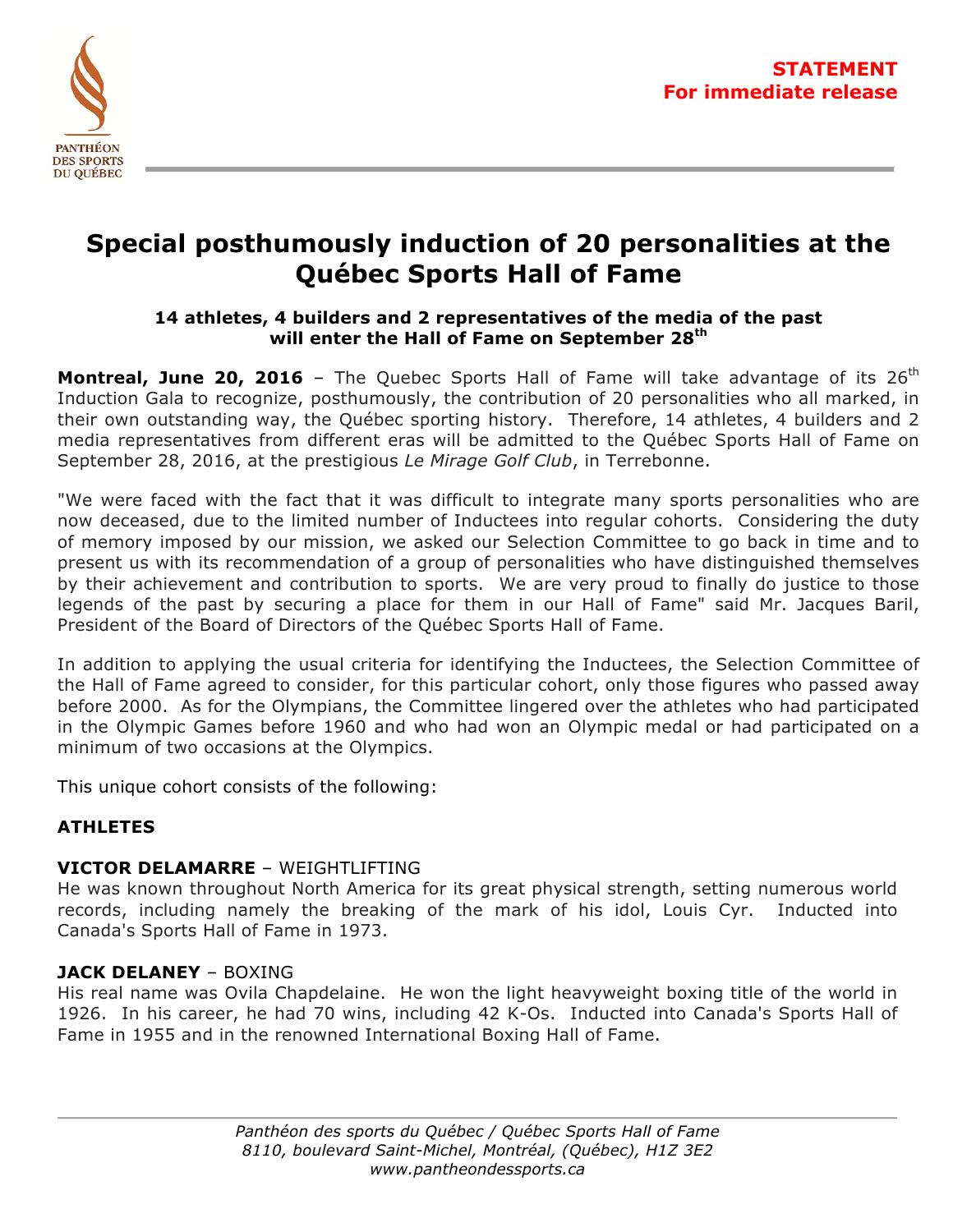STATEMENT
For immediate release

# Special posthumously induction of 20 personalities at the Québec Sports Hall of Fame

### 14 athletes, 4 builders and 2 representatives of the media of the past will enter the Hall of Fame on September 28th

**Montreal, June 20, 2016** – The Quebec Sports Hall of Fame will take advantage of its 26th Induction Gala to recognize, posthumously, the contribution of 20 personalities who all marked, in their own outstanding way, the Québec sporting history. Therefore, 14 athletes, 4 builders and 2 media representatives from different eras will be admitted to the Québec Sports Hall of Fame on September 28, 2016, at the prestigious *Le Mirage Golf Club*, in Terrebonne.

"We were faced with the fact that it was difficult to integrate many sports personalities who are now deceased, due to the limited number of Inductees into regular cohorts. Considering the duty of memory imposed by our mission, we asked our Selection Committee to go back in time and to present us with its recommendation of a group of personalities who have distinguished themselves by their achievement and contribution to sports. We are very proud to finally do justice to those legends of the past by securing a place for them in our Hall of Fame" said Mr. Jacques Baril, President of the Board of Directors of the Québec Sports Hall of Fame.

In addition to applying the usual criteria for identifying the Inductees, the Selection Committee of the Hall of Fame agreed to consider, for this particular cohort, only those figures who passed away before 2000. As for the Olympians, the Committee lingered over the athletes who had participated in the Olympic Games before 1960 and who had won an Olympic medal or had participated on a minimum of two occasions at the Olympics.

This unique cohort consists of the following:

## ATHLETES

**VICTOR DELAMARRE** – WEIGHTLIFTING
He was known throughout North America for its great physical strength, setting numerous world records, including namely the breaking of the mark of his idol, Louis Cyr. Inducted into Canada's Sports Hall of Fame in 1973.

**JACK DELANEY** – BOXING
His real name was Ovila Chapdelaine. He won the light heavyweight boxing title of the world in 1926. In his career, he had 70 wins, including 42 K-Os. Inducted into Canada's Sports Hall of Fame in 1955 and in the renowned International Boxing Hall of Fame.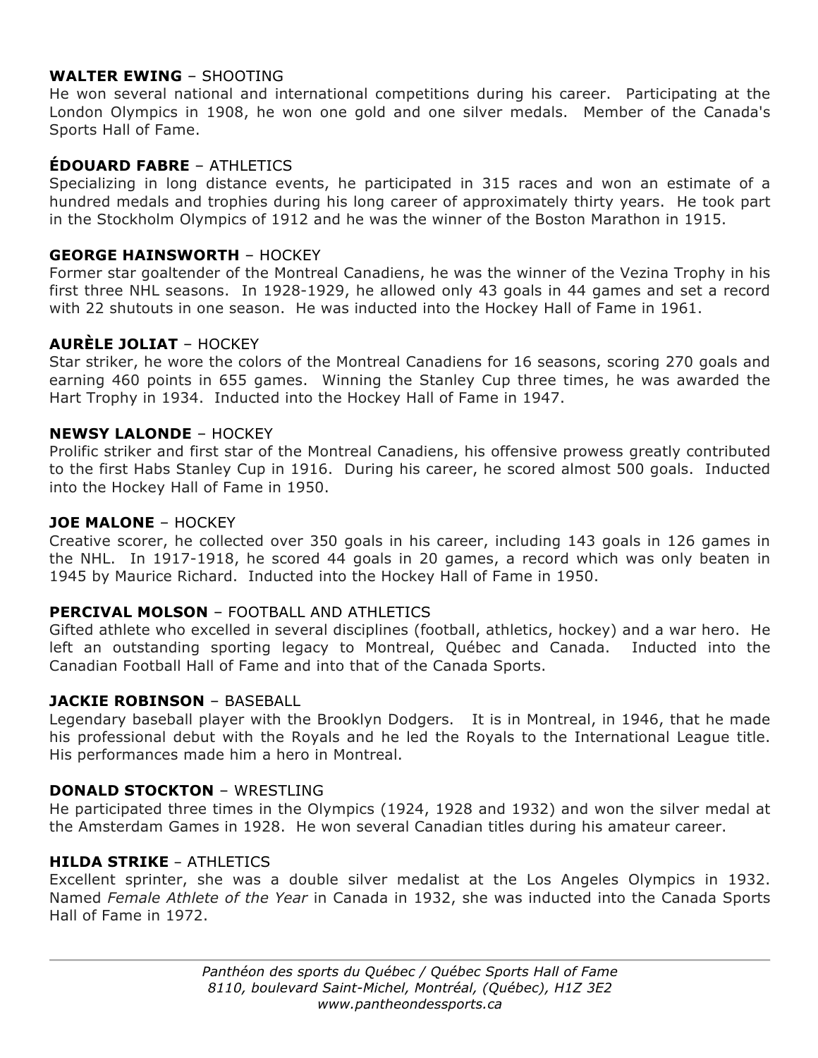**WALTER EWING** – SHOOTING
He won several national and international competitions during his career. Participating at the London Olympics in 1908, he won one gold and one silver medals. Member of the Canada's Sports Hall of Fame.

**ÉDOUARD FABRE** – ATHLETICS
Specializing in long distance events, he participated in 315 races and won an estimate of a hundred medals and trophies during his long career of approximately thirty years. He took part in the Stockholm Olympics of 1912 and he was the winner of the Boston Marathon in 1915.

**GEORGE HAINSWORTH** – HOCKEY
Former star goaltender of the Montreal Canadiens, he was the winner of the Vezina Trophy in his first three NHL seasons. In 1928-1929, he allowed only 43 goals in 44 games and set a record with 22 shutouts in one season. He was inducted into the Hockey Hall of Fame in 1961.

**AURÈLE JOLIAT** – HOCKEY
Star striker, he wore the colors of the Montreal Canadiens for 16 seasons, scoring 270 goals and earning 460 points in 655 games. Winning the Stanley Cup three times, he was awarded the Hart Trophy in 1934. Inducted into the Hockey Hall of Fame in 1947.

**NEWSY LALONDE** – HOCKEY
Prolific striker and first star of the Montreal Canadiens, his offensive prowess greatly contributed to the first Habs Stanley Cup in 1916. During his career, he scored almost 500 goals. Inducted into the Hockey Hall of Fame in 1950.

**JOE MALONE** – HOCKEY
Creative scorer, he collected over 350 goals in his career, including 143 goals in 126 games in the NHL. In 1917-1918, he scored 44 goals in 20 games, a record which was only beaten in 1945 by Maurice Richard. Inducted into the Hockey Hall of Fame in 1950.

**PERCIVAL MOLSON** – FOOTBALL AND ATHLETICS
Gifted athlete who excelled in several disciplines (football, athletics, hockey) and a war hero. He left an outstanding sporting legacy to Montreal, Québec and Canada. Inducted into the Canadian Football Hall of Fame and into that of the Canada Sports.

**JACKIE ROBINSON** – BASEBALL
Legendary baseball player with the Brooklyn Dodgers. It is in Montreal, in 1946, that he made his professional debut with the Royals and he led the Royals to the International League title. His performances made him a hero in Montreal.

**DONALD STOCKTON** – WRESTLING
He participated three times in the Olympics (1924, 1928 and 1932) and won the silver medal at the Amsterdam Games in 1928. He won several Canadian titles during his amateur career.

**HILDA STRIKE** – ATHLETICS
Excellent sprinter, she was a double silver medalist at the Los Angeles Olympics in 1932. Named *Female Athlete of the Year* in Canada in 1932, she was inducted into the Canada Sports Hall of Fame in 1972.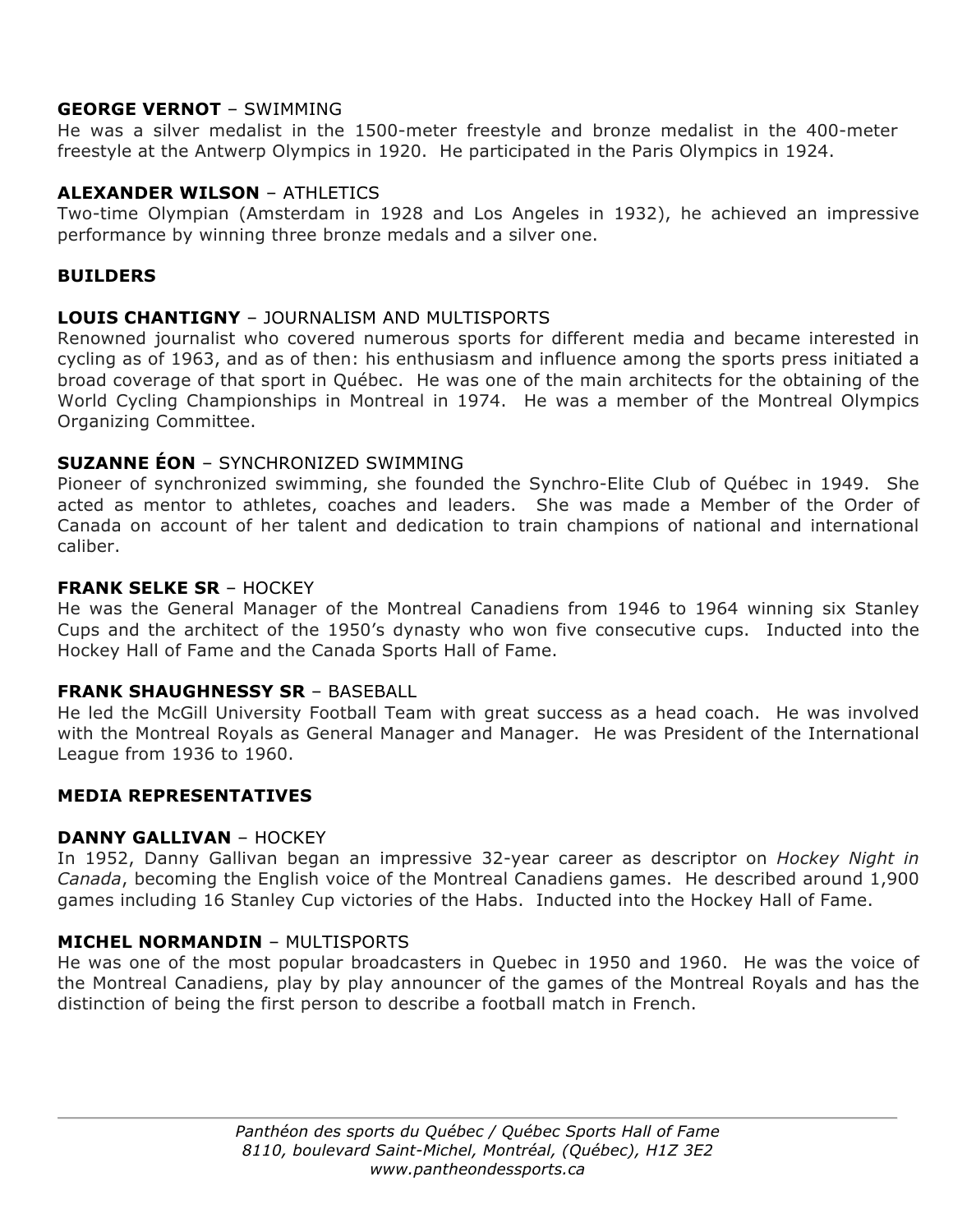**GEORGE VERNOT** – SWIMMING
He was a silver medalist in the 1500-meter freestyle and bronze medalist in the 400-meter freestyle at the Antwerp Olympics in 1920. He participated in the Paris Olympics in 1924.

**ALEXANDER WILSON** – ATHLETICS
Two-time Olympian (Amsterdam in 1928 and Los Angeles in 1932), he achieved an impressive performance by winning three bronze medals and a silver one.

**BUILDERS**

**LOUIS CHANTIGNY** – JOURNALISM AND MULTISPORTS
Renowned journalist who covered numerous sports for different media and became interested in cycling as of 1963, and as of then: his enthusiasm and influence among the sports press initiated a broad coverage of that sport in Québec. He was one of the main architects for the obtaining of the World Cycling Championships in Montreal in 1974. He was a member of the Montreal Olympics Organizing Committee.

**SUZANNE ÉON** – SYNCHRONIZED SWIMMING
Pioneer of synchronized swimming, she founded the Synchro-Elite Club of Québec in 1949. She acted as mentor to athletes, coaches and leaders. She was made a Member of the Order of Canada on account of her talent and dedication to train champions of national and international caliber.

**FRANK SELKE SR** – HOCKEY
He was the General Manager of the Montreal Canadiens from 1946 to 1964 winning six Stanley Cups and the architect of the 1950's dynasty who won five consecutive cups. Inducted into the Hockey Hall of Fame and the Canada Sports Hall of Fame.

**FRANK SHAUGHNESSY SR** – BASEBALL
He led the McGill University Football Team with great success as a head coach. He was involved with the Montreal Royals as General Manager and Manager. He was President of the International League from 1936 to 1960.

**MEDIA REPRESENTATIVES**

**DANNY GALLIVAN** – HOCKEY
In 1952, Danny Gallivan began an impressive 32-year career as descriptor on *Hockey Night in Canada*, becoming the English voice of the Montreal Canadiens games. He described around 1,900 games including 16 Stanley Cup victories of the Habs. Inducted into the Hockey Hall of Fame.

**MICHEL NORMANDIN** – MULTISPORTS
He was one of the most popular broadcasters in Quebec in 1950 and 1960. He was the voice of the Montreal Canadiens, play by play announcer of the games of the Montreal Royals and has the distinction of being the first person to describe a football match in French.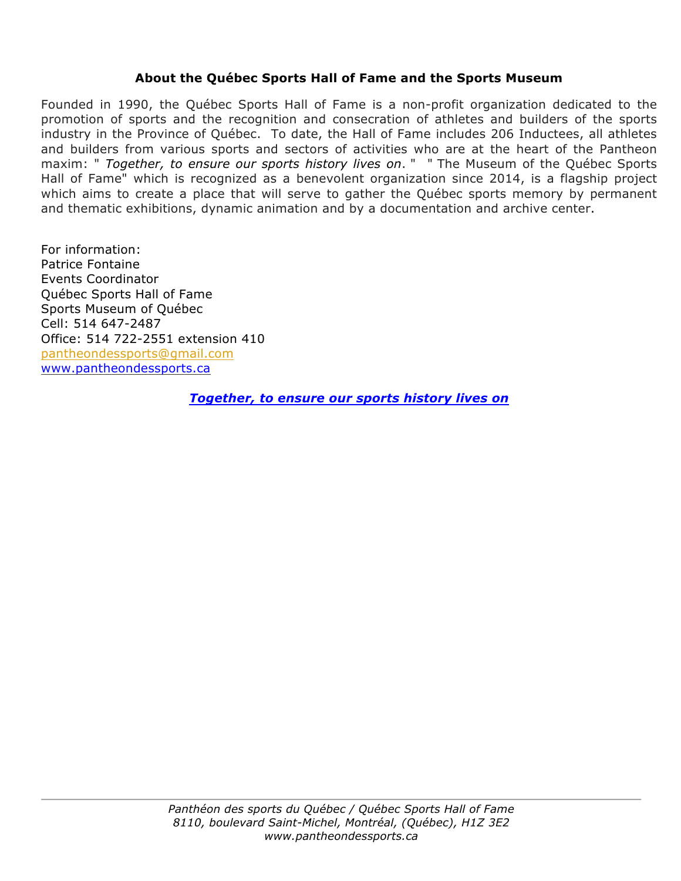### About the Québec Sports Hall of Fame and the Sports Museum

Founded in 1990, the Québec Sports Hall of Fame is a non-profit organization dedicated to the promotion of sports and the recognition and consecration of athletes and builders of the sports industry in the Province of Québec. To date, the Hall of Fame includes 206 Inductees, all athletes and builders from various sports and sectors of activities who are at the heart of the Pantheon maxim: " *Together, to ensure our sports history lives on*. " " The Museum of the Québec Sports Hall of Fame" which is recognized as a benevolent organization since 2014, is a flagship project which aims to create a place that will serve to gather the Québec sports memory by permanent and thematic exhibitions, dynamic animation and by a documentation and archive center.

For information:
Patrice Fontaine
Events Coordinator
Québec Sports Hall of Fame
Sports Museum of Québec
Cell: 514 647-2487
Office: 514 722-2551 extension 410
pantheondessports@gmail.com
www.pantheondessports.ca

***Together, to ensure our sports history lives on***

*Panthéon des sports du Québec / Québec Sports Hall of Fame*
*8110, boulevard Saint-Michel, Montréal, (Québec), H1Z 3E2*
*www.pantheondessports.ca*